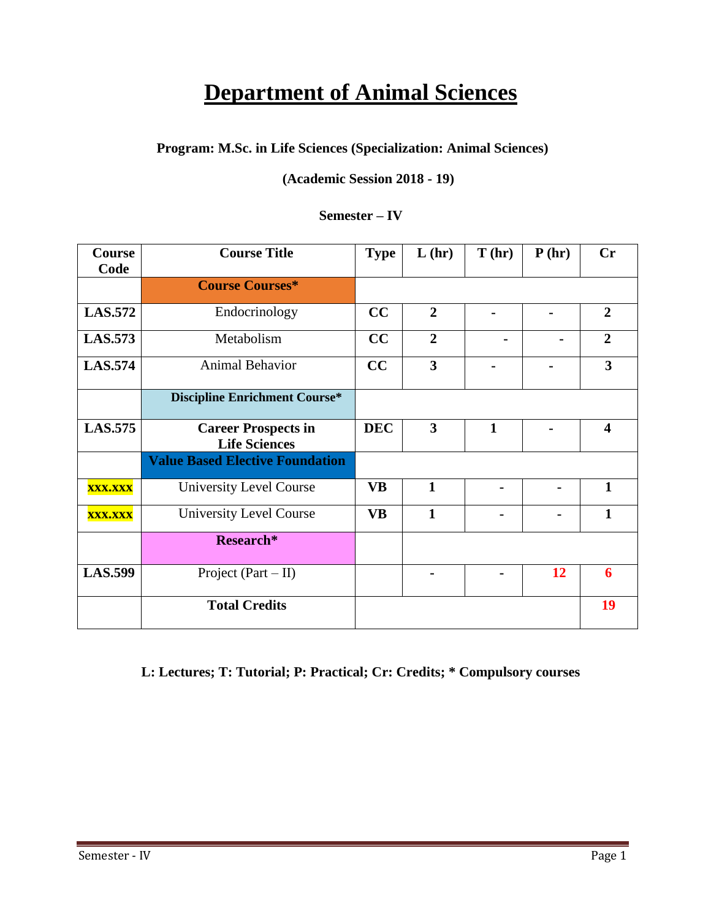# Department of Animal Sciences

**Program: M.Sc. in Life Sciences (Specialization: Animal Sciences)**

**(Academic Session 2018 - 19)**

**Semester – IV**

| Course Code | Course Title | Type | L (hr) | T (hr) | P (hr) | Cr |
|---|---|---|---|---|---|---|
| | **Course Courses*** | | | | | |
| **LAS.572** | Endocrinology | **CC** | **2** | **-** | **-** | **2** |
| **LAS.573** | Metabolism | **CC** | **2** | **-** | **-** | **2** |
| **LAS.574** | Animal Behavior | **CC** | **3** | **-** | **-** | **3** |
| | **Discipline Enrichment Course*** | | | | | |
| **LAS.575** | **Career Prospects in Life Sciences** | **DEC** | **3** | **1** | **-** | **4** |
| | **Value Based Elective Foundation** | | | | | |
| **XXX.XXX** | University Level Course | **VB** | **1** | **-** | **-** | **1** |
| **XXX.XXX** | University Level Course | **VB** | **1** | **-** | **-** | **1** |
| | **Research*** | | | | | |
| **LAS.599** | Project (Part – II) | | **-** | **-** | **12** | **6** |
| | **Total Credits** | | | | | **19** |

**L: Lectures; T: Tutorial; P: Practical; Cr: Credits; * Compulsory courses**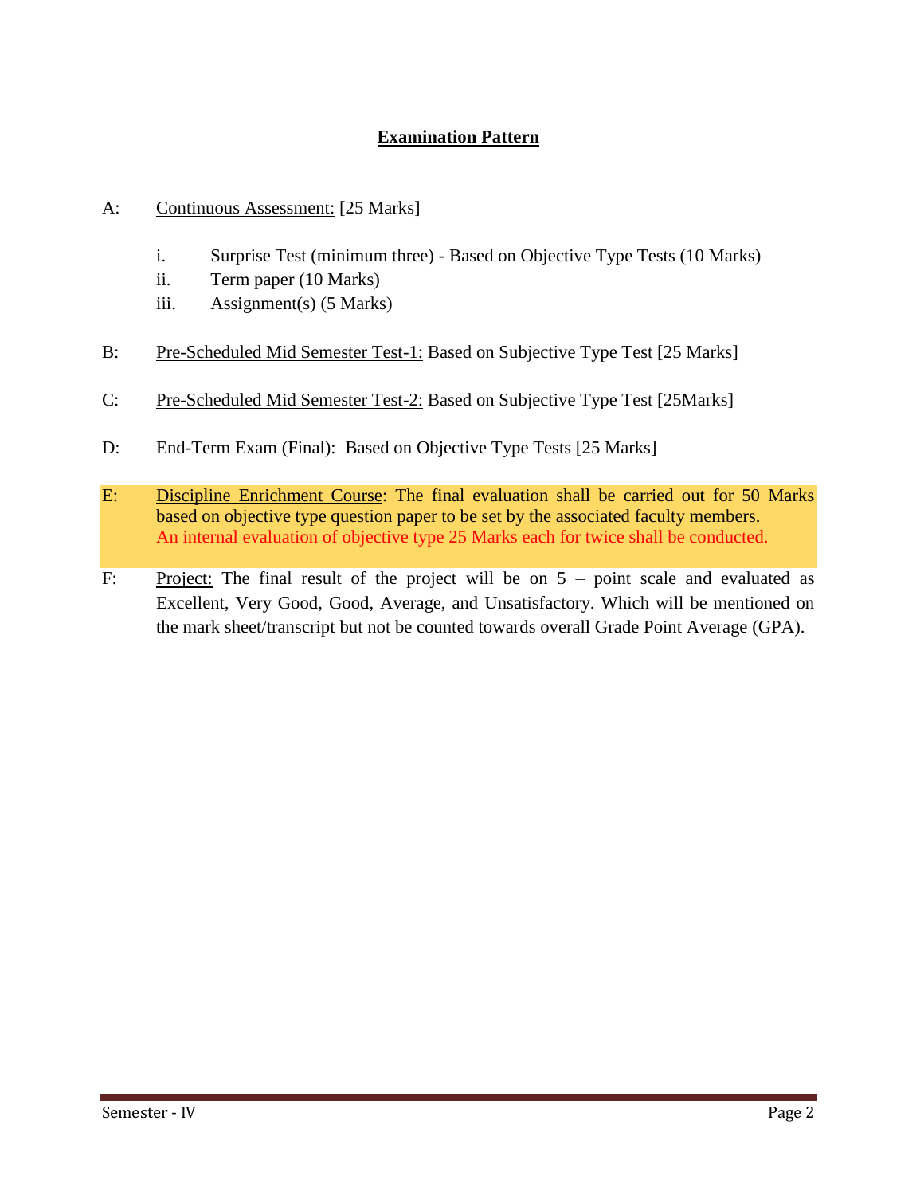# Examination Pattern

A: Continuous Assessment: [25 Marks]

i. Surprise Test (minimum three) - Based on Objective Type Tests (10 Marks)
ii. Term paper (10 Marks)
iii. Assignment(s) (5 Marks)

B: Pre-Scheduled Mid Semester Test-1: Based on Subjective Type Test [25 Marks]

C: Pre-Scheduled Mid Semester Test-2: Based on Subjective Type Test [25Marks]

D: End-Term Exam (Final): Based on Objective Type Tests [25 Marks]

E: Discipline Enrichment Course: The final evaluation shall be carried out for 50 Marks based on objective type question paper to be set by the associated faculty members. An internal evaluation of objective type 25 Marks each for twice shall be conducted.

F: Project: The final result of the project will be on 5 – point scale and evaluated as Excellent, Very Good, Good, Average, and Unsatisfactory. Which will be mentioned on the mark sheet/transcript but not be counted towards overall Grade Point Average (GPA).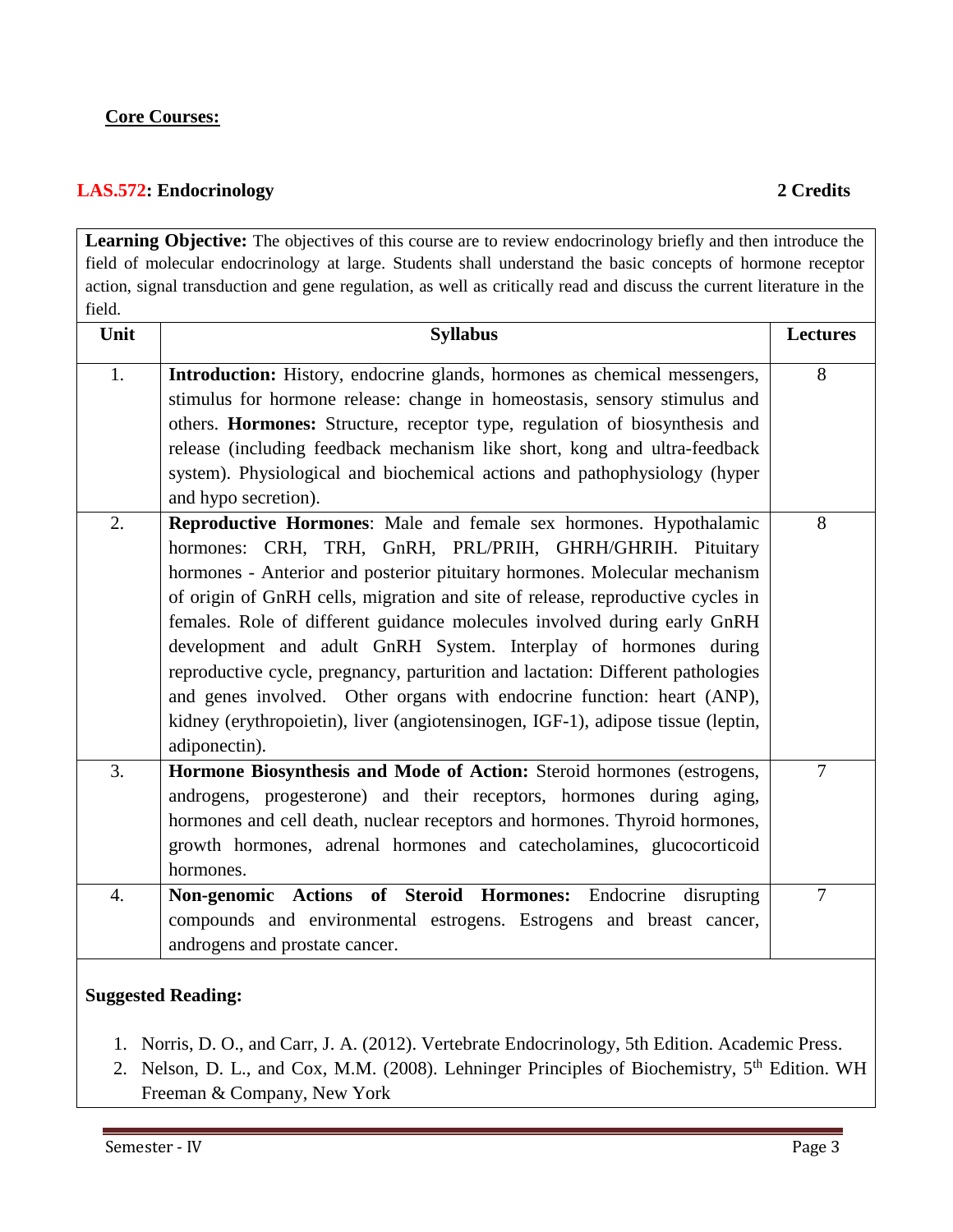**Core Courses:**

## LAS.572: Endocrinology — 2 Credits

**Learning Objective:** The objectives of this course are to review endocrinology briefly and then introduce the field of molecular endocrinology at large. Students shall understand the basic concepts of hormone receptor action, signal transduction and gene regulation, as well as critically read and discuss the current literature in the field.

| Unit | Syllabus | Lectures |
|---|---|---|
| 1. | **Introduction:** History, endocrine glands, hormones as chemical messengers, stimulus for hormone release: change in homeostasis, sensory stimulus and others. **Hormones:** Structure, receptor type, regulation of biosynthesis and release (including feedback mechanism like short, kong and ultra-feedback system). Physiological and biochemical actions and pathophysiology (hyper and hypo secretion). | 8 |
| 2. | **Reproductive Hormones**: Male and female sex hormones. Hypothalamic hormones: CRH, TRH, GnRH, PRL/PRIH, GHRH/GHRIH. Pituitary hormones - Anterior and posterior pituitary hormones. Molecular mechanism of origin of GnRH cells, migration and site of release, reproductive cycles in females. Role of different guidance molecules involved during early GnRH development and adult GnRH System. Interplay of hormones during reproductive cycle, pregnancy, parturition and lactation: Different pathologies and genes involved. Other organs with endocrine function: heart (ANP), kidney (erythropoietin), liver (angiotensinogen, IGF-1), adipose tissue (leptin, adiponectin). | 8 |
| 3. | **Hormone Biosynthesis and Mode of Action:** Steroid hormones (estrogens, androgens, progesterone) and their receptors, hormones during aging, hormones and cell death, nuclear receptors and hormones. Thyroid hormones, growth hormones, adrenal hormones and catecholamines, glucocorticoid hormones. | 7 |
| 4. | **Non-genomic Actions of Steroid Hormones:** Endocrine disrupting compounds and environmental estrogens. Estrogens and breast cancer, androgens and prostate cancer. | 7 |

**Suggested Reading:**

1. Norris, D. O., and Carr, J. A. (2012). Vertebrate Endocrinology, 5th Edition. Academic Press.
2. Nelson, D. L., and Cox, M.M. (2008). Lehninger Principles of Biochemistry, 5th Edition. WH Freeman & Company, New York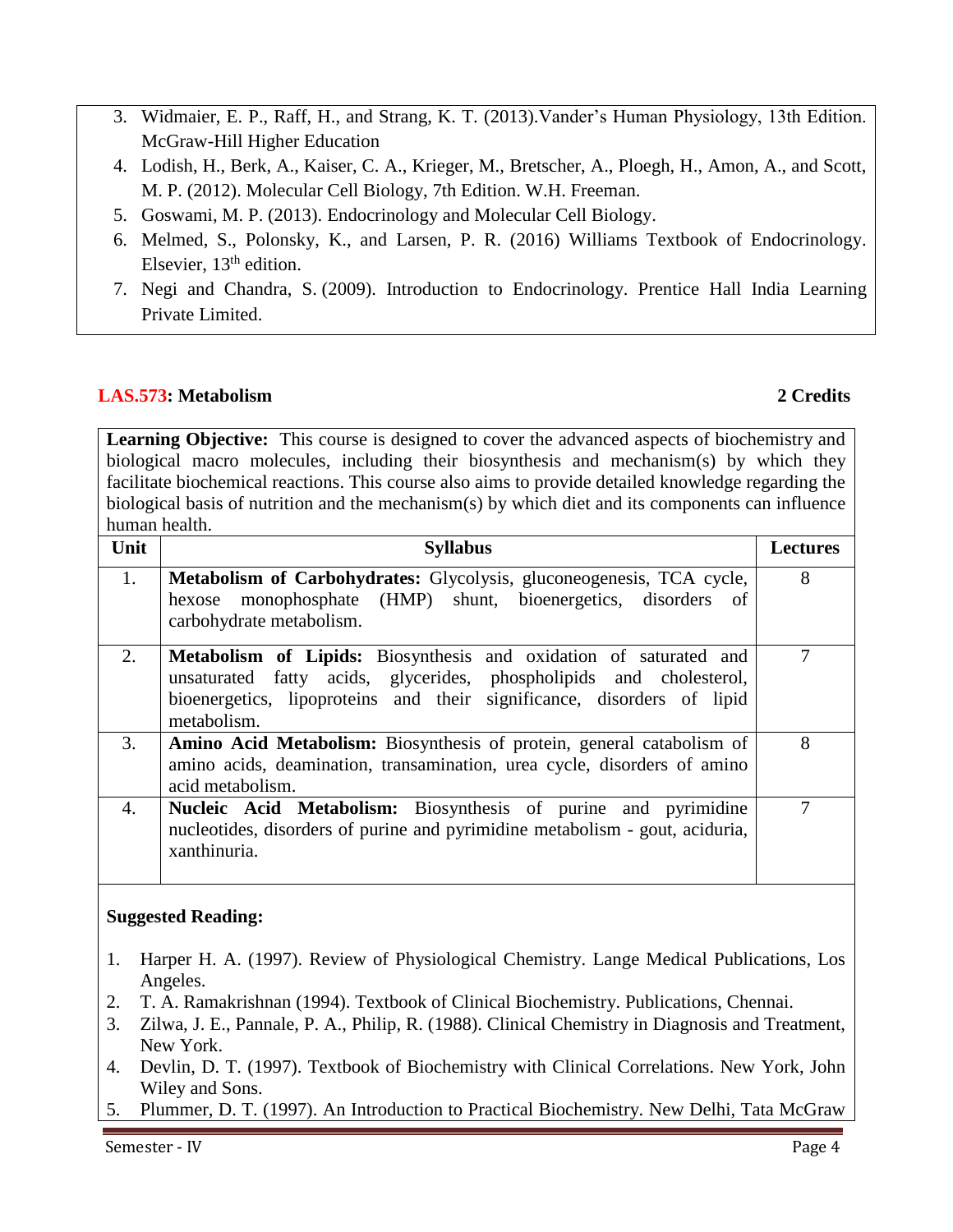3. Widmaier, E. P., Raff, H., and Strang, K. T. (2013).Vander's Human Physiology, 13th Edition. McGraw-Hill Higher Education
4. Lodish, H., Berk, A., Kaiser, C. A., Krieger, M., Bretscher, A., Ploegh, H., Amon, A., and Scott, M. P. (2012). Molecular Cell Biology, 7th Edition. W.H. Freeman.
5. Goswami, M. P. (2013). Endocrinology and Molecular Cell Biology.
6. Melmed, S., Polonsky, K., and Larsen, P. R. (2016) Williams Textbook of Endocrinology. Elsevier, 13th edition.
7. Negi and Chandra, S. (2009). Introduction to Endocrinology. Prentice Hall India Learning Private Limited.

## LAS.573: Metabolism — 2 Credits

**Learning Objective:** This course is designed to cover the advanced aspects of biochemistry and biological macro molecules, including their biosynthesis and mechanism(s) by which they facilitate biochemical reactions. This course also aims to provide detailed knowledge regarding the biological basis of nutrition and the mechanism(s) by which diet and its components can influence human health.

| Unit | Syllabus | Lectures |
|---|---|---|
| 1. | **Metabolism of Carbohydrates:** Glycolysis, gluconeogenesis, TCA cycle, hexose monophosphate (HMP) shunt, bioenergetics, disorders of carbohydrate metabolism. | 8 |
| 2. | **Metabolism of Lipids:** Biosynthesis and oxidation of saturated and unsaturated fatty acids, glycerides, phospholipids and cholesterol, bioenergetics, lipoproteins and their significance, disorders of lipid metabolism. | 7 |
| 3. | **Amino Acid Metabolism:** Biosynthesis of protein, general catabolism of amino acids, deamination, transamination, urea cycle, disorders of amino acid metabolism. | 8 |
| 4. | **Nucleic Acid Metabolism:** Biosynthesis of purine and pyrimidine nucleotides, disorders of purine and pyrimidine metabolism - gout, aciduria, xanthinuria. | 7 |

**Suggested Reading:**

1. Harper H. A. (1997). Review of Physiological Chemistry. Lange Medical Publications, Los Angeles.
2. T. A. Ramakrishnan (1994). Textbook of Clinical Biochemistry. Publications, Chennai.
3. Zilwa, J. E., Pannale, P. A., Philip, R. (1988). Clinical Chemistry in Diagnosis and Treatment, New York.
4. Devlin, D. T. (1997). Textbook of Biochemistry with Clinical Correlations. New York, John Wiley and Sons.
5. Plummer, D. T. (1997). An Introduction to Practical Biochemistry. New Delhi, Tata McGraw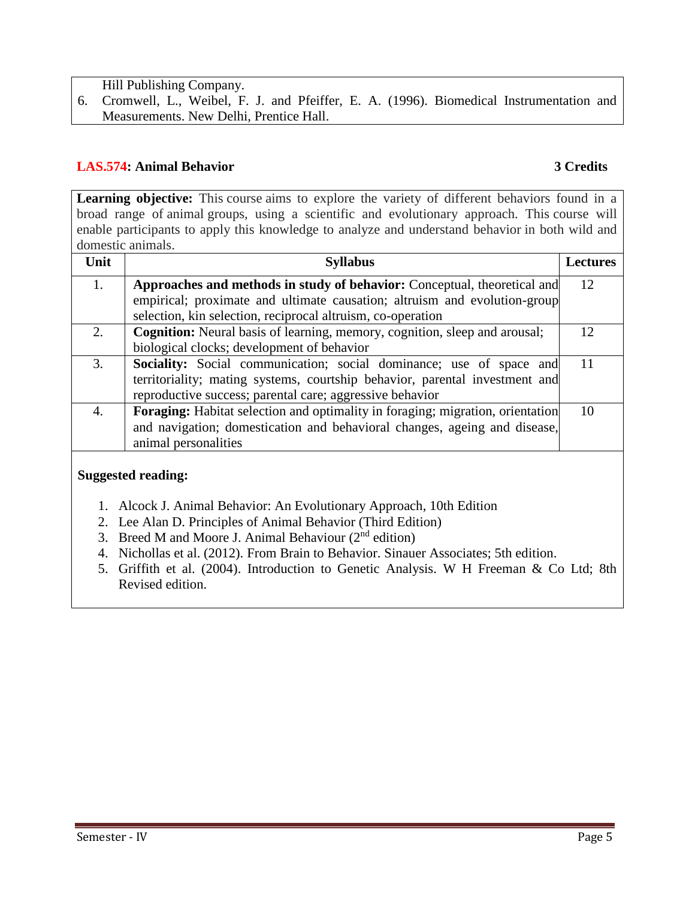Hill Publishing Company.

6. Cromwell, L., Weibel, F. J. and Pfeiffer, E. A. (1996). Biomedical Instrumentation and Measurements. New Delhi, Prentice Hall.

## LAS.574: Animal Behavior 3 Credits

**Learning objective:** This course aims to explore the variety of different behaviors found in a broad range of animal groups, using a scientific and evolutionary approach. This course will enable participants to apply this knowledge to analyze and understand behavior in both wild and domestic animals.

| Unit | Syllabus | Lectures |
|---|---|---|
| 1. | **Approaches and methods in study of behavior:** Conceptual, theoretical and empirical; proximate and ultimate causation; altruism and evolution-group selection, kin selection, reciprocal altruism, co-operation | 12 |
| 2. | **Cognition:** Neural basis of learning, memory, cognition, sleep and arousal; biological clocks; development of behavior | 12 |
| 3. | **Sociality:** Social communication; social dominance; use of space and territoriality; mating systems, courtship behavior, parental investment and reproductive success; parental care; aggressive behavior | 11 |
| 4. | **Foraging:** Habitat selection and optimality in foraging; migration, orientation and navigation; domestication and behavioral changes, ageing and disease, animal personalities | 10 |

**Suggested reading:**

1. Alcock J. Animal Behavior: An Evolutionary Approach, 10th Edition
2. Lee Alan D. Principles of Animal Behavior (Third Edition)
3. Breed M and Moore J. Animal Behaviour (2nd edition)
4. Nichollas et al. (2012). From Brain to Behavior. Sinauer Associates; 5th edition.
5. Griffith et al. (2004). Introduction to Genetic Analysis. W H Freeman & Co Ltd; 8th Revised edition.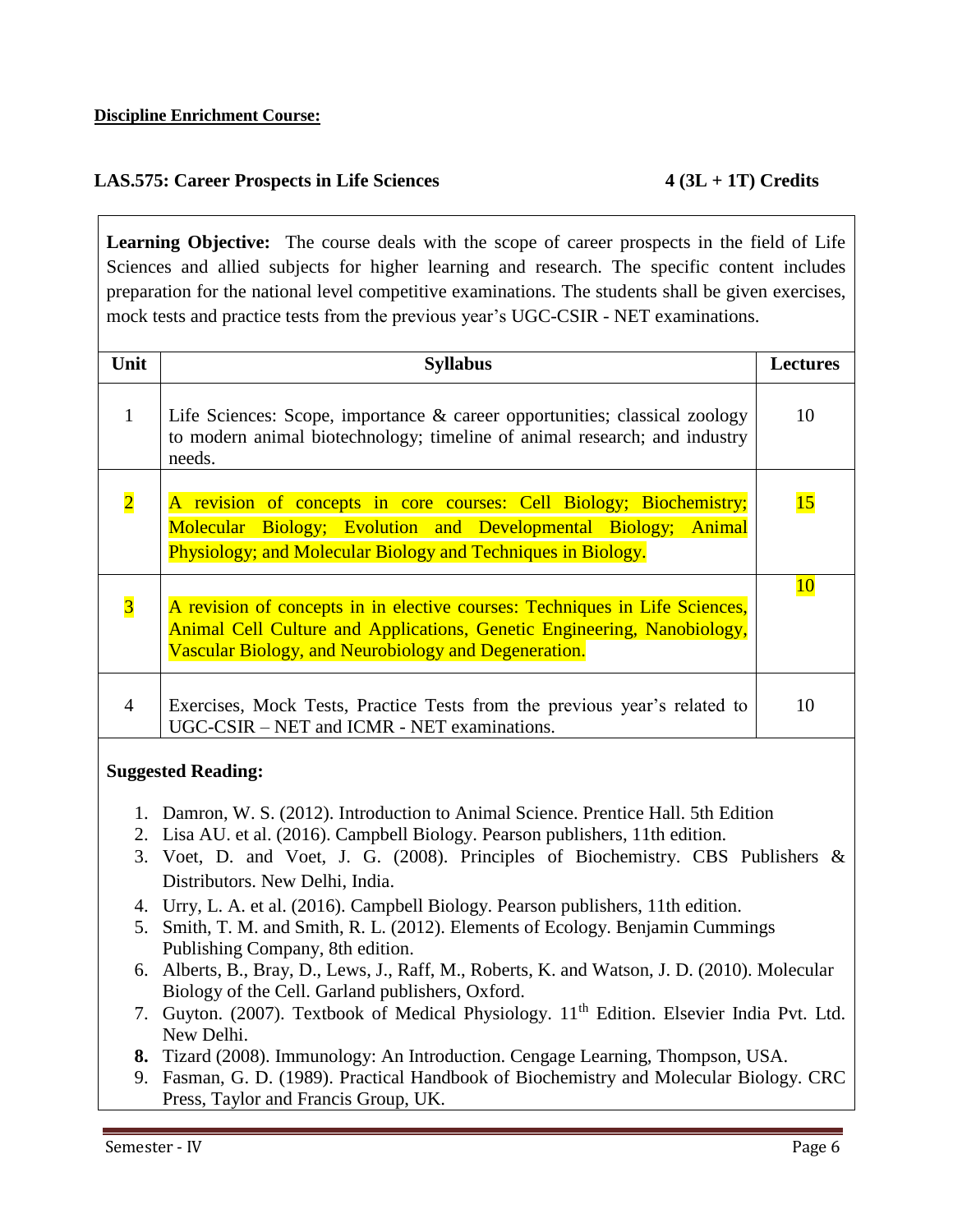**Discipline Enrichment Course:**

### LAS.575: Career Prospects in Life Sciences 4 (3L + 1T) Credits

**Learning Objective:** The course deals with the scope of career prospects in the field of Life Sciences and allied subjects for higher learning and research. The specific content includes preparation for the national level competitive examinations. The students shall be given exercises, mock tests and practice tests from the previous year's UGC-CSIR - NET examinations.

| Unit | Syllabus | Lectures |
| --- | --- | --- |
| 1 | Life Sciences: Scope, importance & career opportunities; classical zoology to modern animal biotechnology; timeline of animal research; and industry needs. | 10 |
| 2 | A revision of concepts in core courses: Cell Biology; Biochemistry; Molecular Biology; Evolution and Developmental Biology; Animal Physiology; and Molecular Biology and Techniques in Biology. | 15 |
| 3 | A revision of concepts in in elective courses: Techniques in Life Sciences, Animal Cell Culture and Applications, Genetic Engineering, Nanobiology, Vascular Biology, and Neurobiology and Degeneration. | 10 |
| 4 | Exercises, Mock Tests, Practice Tests from the previous year's related to UGC-CSIR – NET and ICMR - NET examinations. | 10 |

**Suggested Reading:**

1. Damron, W. S. (2012). Introduction to Animal Science. Prentice Hall. 5th Edition
2. Lisa AU. et al. (2016). Campbell Biology. Pearson publishers, 11th edition.
3. Voet, D. and Voet, J. G. (2008). Principles of Biochemistry. CBS Publishers & Distributors. New Delhi, India.
4. Urry, L. A. et al. (2016). Campbell Biology. Pearson publishers, 11th edition.
5. Smith, T. M. and Smith, R. L. (2012). Elements of Ecology. Benjamin Cummings Publishing Company, 8th edition.
6. Alberts, B., Bray, D., Lews, J., Raff, M., Roberts, K. and Watson, J. D. (2010). Molecular Biology of the Cell. Garland publishers, Oxford.
7. Guyton. (2007). Textbook of Medical Physiology. 11th Edition. Elsevier India Pvt. Ltd. New Delhi.
8. Tizard (2008). Immunology: An Introduction. Cengage Learning, Thompson, USA.
9. Fasman, G. D. (1989). Practical Handbook of Biochemistry and Molecular Biology. CRC Press, Taylor and Francis Group, UK.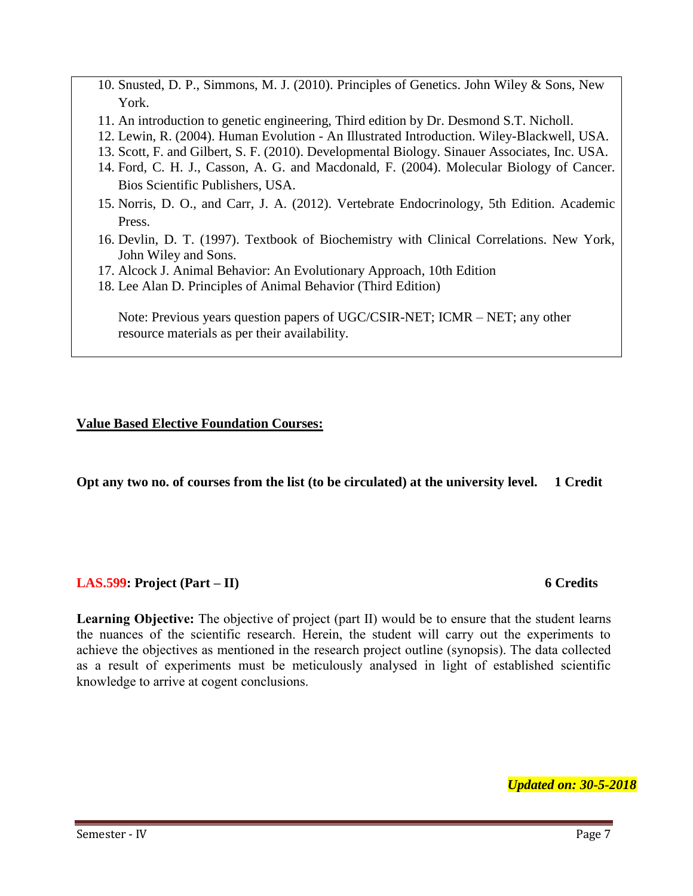10. Snusted, D. P., Simmons, M. J. (2010). Principles of Genetics. John Wiley & Sons, New York.
11. An introduction to genetic engineering, Third edition by Dr. Desmond S.T. Nicholl.
12. Lewin, R. (2004). Human Evolution - An Illustrated Introduction. Wiley-Blackwell, USA.
13. Scott, F. and Gilbert, S. F. (2010). Developmental Biology. Sinauer Associates, Inc. USA.
14. Ford, C. H. J., Casson, A. G. and Macdonald, F. (2004). Molecular Biology of Cancer. Bios Scientific Publishers, USA.
15. Norris, D. O., and Carr, J. A. (2012). Vertebrate Endocrinology, 5th Edition. Academic Press.
16. Devlin, D. T. (1997). Textbook of Biochemistry with Clinical Correlations. New York, John Wiley and Sons.
17. Alcock J. Animal Behavior: An Evolutionary Approach, 10th Edition
18. Lee Alan D. Principles of Animal Behavior (Third Edition)

Note: Previous years question papers of UGC/CSIR-NET; ICMR – NET; any other resource materials as per their availability.

**Value Based Elective Foundation Courses:**

**Opt any two no. of courses from the list (to be circulated) at the university level. 1 Credit**

**LAS.599: Project (Part – II) 6 Credits**

**Learning Objective:** The objective of project (part II) would be to ensure that the student learns the nuances of the scientific research. Herein, the student will carry out the experiments to achieve the objectives as mentioned in the research project outline (synopsis). The data collected as a result of experiments must be meticulously analysed in light of established scientific knowledge to arrive at cogent conclusions.

***Updated on: 30-5-2018***